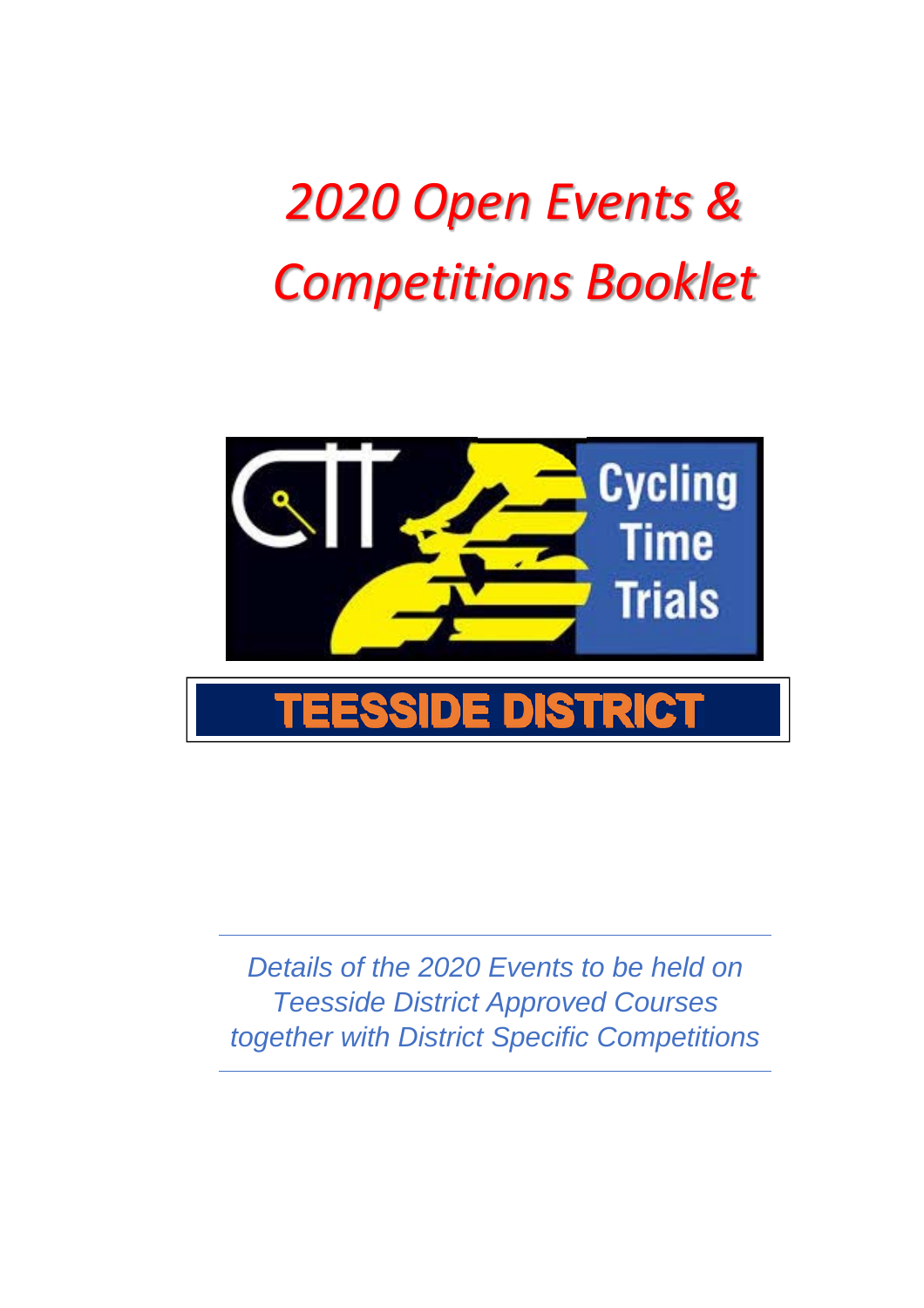# *2020 Open Events & Competitions Booklet*

CTT Cycling Time Trials

**TEESSIDE DISTRICT**

*Details of the 2020 Events to be held on Teesside District Approved Courses together with District Specific Competitions*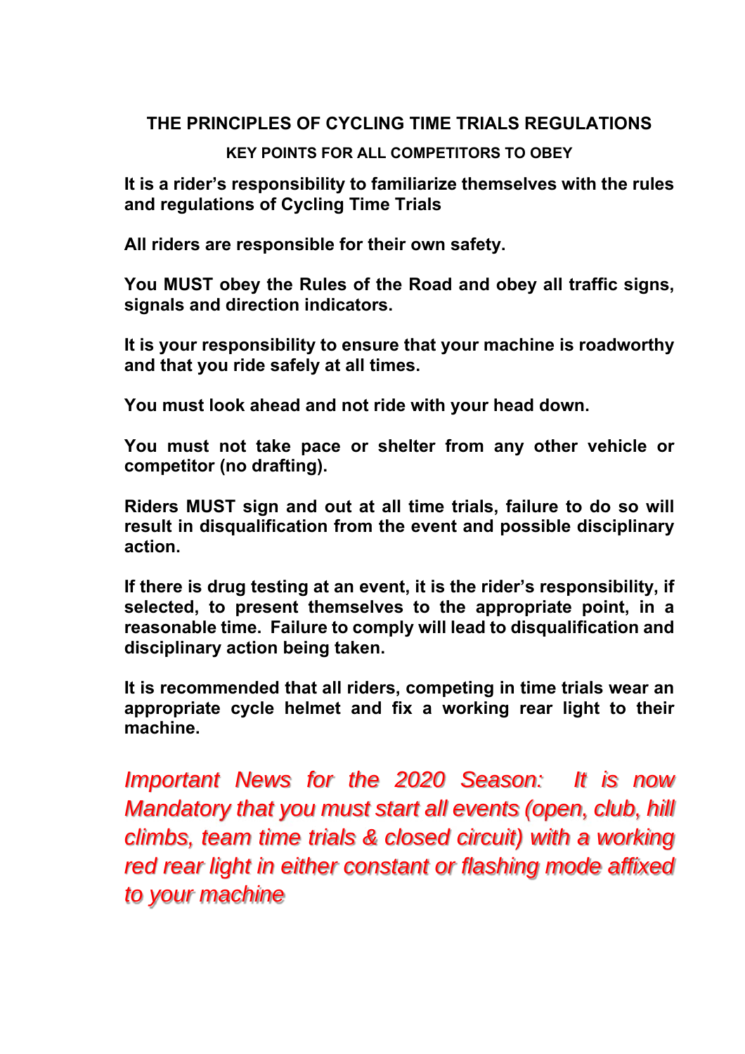## THE PRINCIPLES OF CYCLING TIME TRIALS REGULATIONS

### KEY POINTS FOR ALL COMPETITORS TO OBEY

**It is a rider's responsibility to familiarize themselves with the rules and regulations of Cycling Time Trials**

**All riders are responsible for their own safety.**

**You MUST obey the Rules of the Road and obey all traffic signs, signals and direction indicators.**

**It is your responsibility to ensure that your machine is roadworthy and that you ride safely at all times.**

**You must look ahead and not ride with your head down.**

**You must not take pace or shelter from any other vehicle or competitor (no drafting).**

**Riders MUST sign and out at all time trials, failure to do so will result in disqualification from the event and possible disciplinary action.**

**If there is drug testing at an event, it is the rider's responsibility, if selected, to present themselves to the appropriate point, in a reasonable time. Failure to comply will lead to disqualification and disciplinary action being taken.**

**It is recommended that all riders, competing in time trials wear an appropriate cycle helmet and fix a working rear light to their machine.**

*Important News for the 2020 Season: It is now Mandatory that you must start all events (open, club, hill climbs, team time trials & closed circuit) with a working red rear light in either constant or flashing mode affixed to your machine*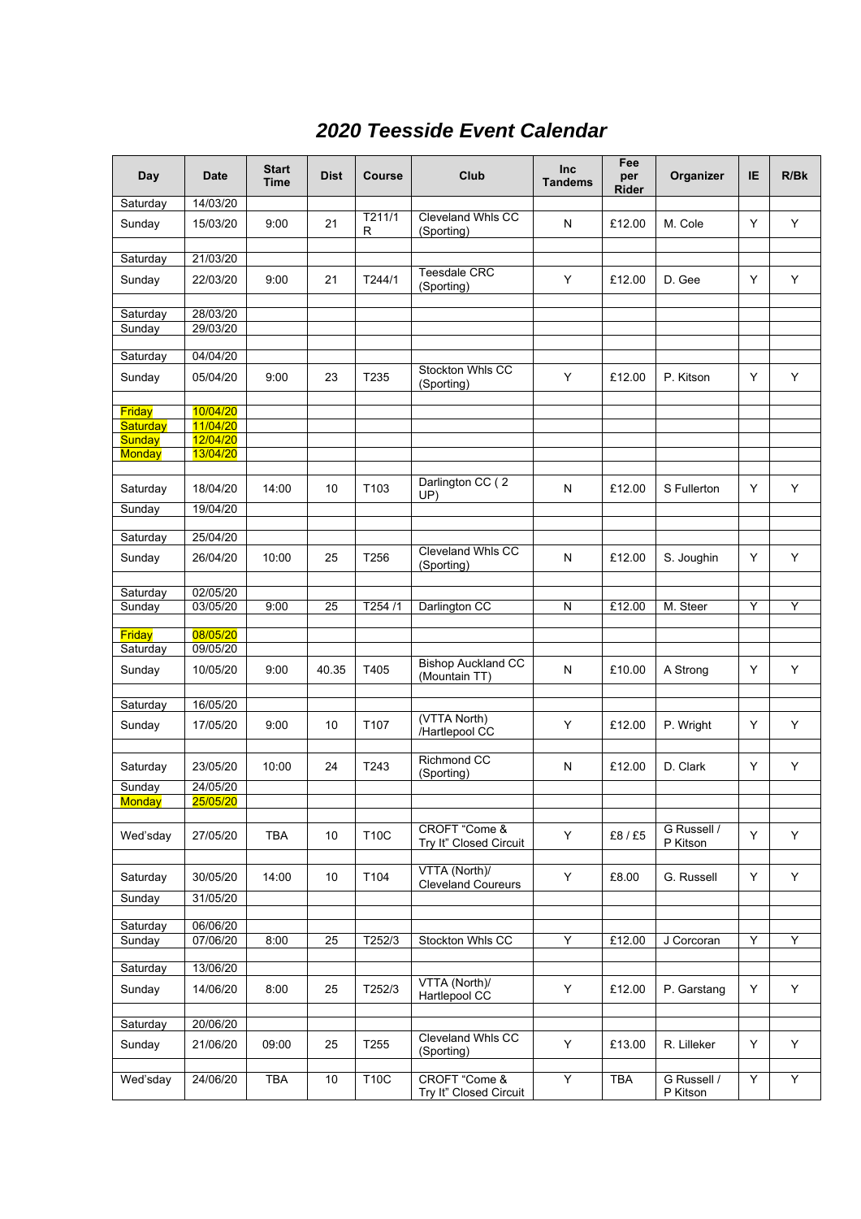# 2020 Teesside Event Calendar

| Day | Date | Start Time | Dist | Course | Club | Inc Tandems | Fee per Rider | Organizer | IE | R/Bk |
|---|---|---|---|---|---|---|---|---|---|---|
| Saturday | 14/03/20 | | | | | | | | | |
| Sunday | 15/03/20 | 9:00 | 21 | T211/1R | Cleveland Whls CC (Sporting) | N | £12.00 | M. Cole | Y | Y |
| | | | | | | | | | | |
| Saturday | 21/03/20 | | | | | | | | | |
| Sunday | 22/03/20 | 9:00 | 21 | T244/1 | Teesdale CRC (Sporting) | Y | £12.00 | D. Gee | Y | Y |
| | | | | | | | | | | |
| Saturday | 28/03/20 | | | | | | | | | |
| Sunday | 29/03/20 | | | | | | | | | |
| | | | | | | | | | | |
| Saturday | 04/04/20 | | | | | | | | | |
| Sunday | 05/04/20 | 9:00 | 23 | T235 | Stockton Whls CC (Sporting) | Y | £12.00 | P. Kitson | Y | Y |
| | | | | | | | | | | |
| Friday | 10/04/20 | | | | | | | | | |
| Saturday | 11/04/20 | | | | | | | | | |
| Sunday | 12/04/20 | | | | | | | | | |
| Monday | 13/04/20 | | | | | | | | | |
| | | | | | | | | | | |
| Saturday | 18/04/20 | 14:00 | 10 | T103 | Darlington CC ( 2 UP) | N | £12.00 | S Fullerton | Y | Y |
| Sunday | 19/04/20 | | | | | | | | | |
| | | | | | | | | | | |
| Saturday | 25/04/20 | | | | | | | | | |
| Sunday | 26/04/20 | 10:00 | 25 | T256 | Cleveland Whls CC (Sporting) | N | £12.00 | S. Joughin | Y | Y |
| | | | | | | | | | | |
| Saturday | 02/05/20 | | | | | | | | | |
| Sunday | 03/05/20 | 9:00 | 25 | T254 /1 | Darlington CC | N | £12.00 | M. Steer | Y | Y |
| | | | | | | | | | | |
| Friday | 08/05/20 | | | | | | | | | |
| Saturday | 09/05/20 | | | | | | | | | |
| Sunday | 10/05/20 | 9:00 | 40.35 | T405 | Bishop Auckland CC (Mountain TT) | N | £10.00 | A Strong | Y | Y |
| | | | | | | | | | | |
| Saturday | 16/05/20 | | | | | | | | | |
| Sunday | 17/05/20 | 9:00 | 10 | T107 | (VTTA North) /Hartlepool CC | Y | £12.00 | P. Wright | Y | Y |
| | | | | | | | | | | |
| Saturday | 23/05/20 | 10:00 | 24 | T243 | Richmond CC (Sporting) | N | £12.00 | D. Clark | Y | Y |
| Sunday | 24/05/20 | | | | | | | | | |
| Monday | 25/05/20 | | | | | | | | | |
| | | | | | | | | | | |
| Wed'sday | 27/05/20 | TBA | 10 | T10C | CROFT "Come & Try It" Closed Circuit | Y | £8 / £5 | G Russell / P Kitson | Y | Y |
| | | | | | | | | | | |
| Saturday | 30/05/20 | 14:00 | 10 | T104 | VTTA (North)/ Cleveland Coureurs | Y | £8.00 | G. Russell | Y | Y |
| Sunday | 31/05/20 | | | | | | | | | |
| | | | | | | | | | | |
| Saturday | 06/06/20 | | | | | | | | | |
| Sunday | 07/06/20 | 8:00 | 25 | T252/3 | Stockton Whls CC | Y | £12.00 | J Corcoran | Y | Y |
| | | | | | | | | | | |
| Saturday | 13/06/20 | | | | | | | | | |
| Sunday | 14/06/20 | 8:00 | 25 | T252/3 | VTTA (North)/ Hartlepool CC | Y | £12.00 | P. Garstang | Y | Y |
| | | | | | | | | | | |
| Saturday | 20/06/20 | | | | | | | | | |
| Sunday | 21/06/20 | 09:00 | 25 | T255 | Cleveland Whls CC (Sporting) | Y | £13.00 | R. Lilleker | Y | Y |
| | | | | | | | | | | |
| Wed'sday | 24/06/20 | TBA | 10 | T10C | CROFT "Come & Try It" Closed Circuit | Y | TBA | G Russell / P Kitson | Y | Y |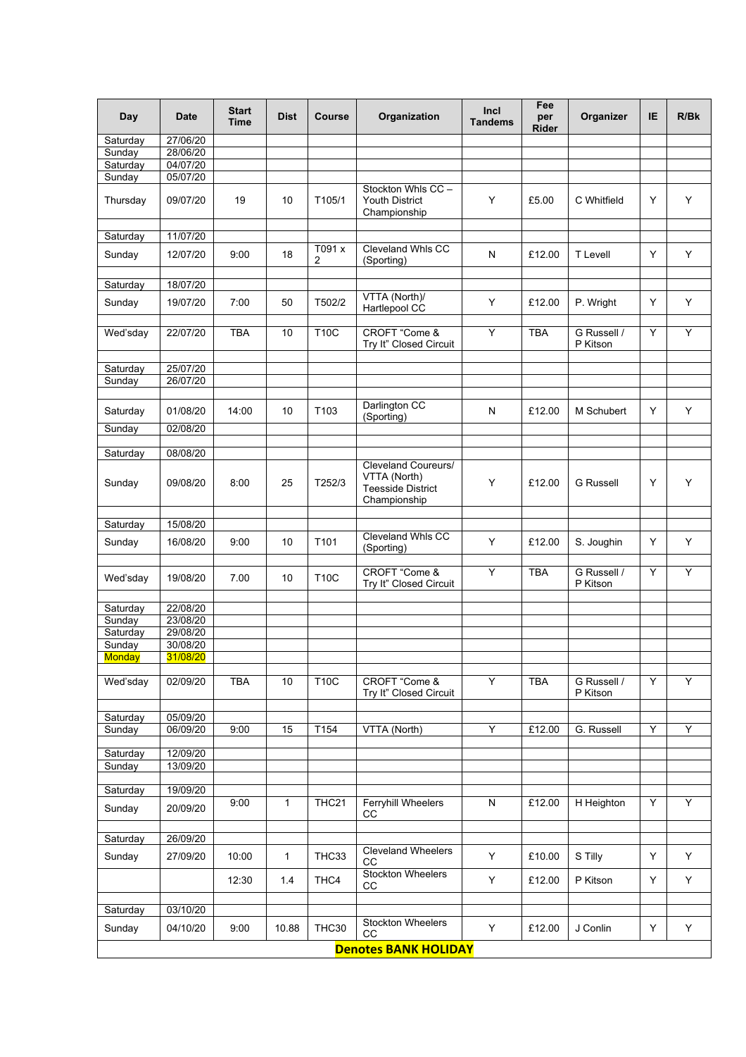| Day | Date | Start Time | Dist | Course | Organization | Incl Tandems | Fee per Rider | Organizer | IE | R/Bk |
|---|---|---|---|---|---|---|---|---|---|---|
| Saturday | 27/06/20 | | | | | | | | | |
| Sunday | 28/06/20 | | | | | | | | | |
| Saturday | 04/07/20 | | | | | | | | | |
| Sunday | 05/07/20 | | | | | | | | | |
| Thursday | 09/07/20 | 19 | 10 | T105/1 | Stockton Whls CC – Youth District Championship | Y | £5.00 | C Whitfield | Y | Y |
| | | | | | | | | | | |
| Saturday | 11/07/20 | | | | | | | | | |
| Sunday | 12/07/20 | 9:00 | 18 | T091 x 2 | Cleveland Whls CC (Sporting) | N | £12.00 | T Levell | Y | Y |
| | | | | | | | | | | |
| Saturday | 18/07/20 | | | | | | | | | |
| Sunday | 19/07/20 | 7:00 | 50 | T502/2 | VTTA (North)/ Hartlepool CC | Y | £12.00 | P. Wright | Y | Y |
| | | | | | | | | | | |
| Wed'sday | 22/07/20 | TBA | 10 | T10C | CROFT "Come & Try It" Closed Circuit | Y | TBA | G Russell / P Kitson | Y | Y |
| | | | | | | | | | | |
| Saturday | 25/07/20 | | | | | | | | | |
| Sunday | 26/07/20 | | | | | | | | | |
| | | | | | | | | | | |
| Saturday | 01/08/20 | 14:00 | 10 | T103 | Darlington CC (Sporting) | N | £12.00 | M Schubert | Y | Y |
| Sunday | 02/08/20 | | | | | | | | | |
| | | | | | | | | | | |
| Saturday | 08/08/20 | | | | | | | | | |
| Sunday | 09/08/20 | 8:00 | 25 | T252/3 | Cleveland Coureurs/ VTTA (North) Teesside District Championship | Y | £12.00 | G Russell | Y | Y |
| | | | | | | | | | | |
| Saturday | 15/08/20 | | | | | | | | | |
| Sunday | 16/08/20 | 9:00 | 10 | T101 | Cleveland Whls CC (Sporting) | Y | £12.00 | S. Joughin | Y | Y |
| | | | | | | | | | | |
| Wed'sday | 19/08/20 | 7.00 | 10 | T10C | CROFT "Come & Try It" Closed Circuit | Y | TBA | G Russell / P Kitson | Y | Y |
| | | | | | | | | | | |
| Saturday | 22/08/20 | | | | | | | | | |
| Sunday | 23/08/20 | | | | | | | | | |
| Saturday | 29/08/20 | | | | | | | | | |
| Sunday | 30/08/20 | | | | | | | | | |
| Monday | 31/08/20 | | | | | | | | | |
| | | | | | | | | | | |
| Wed'sday | 02/09/20 | TBA | 10 | T10C | CROFT "Come & Try It" Closed Circuit | Y | TBA | G Russell / P Kitson | Y | Y |
| | | | | | | | | | | |
| Saturday | 05/09/20 | | | | | | | | | |
| Sunday | 06/09/20 | 9:00 | 15 | T154 | VTTA (North) | Y | £12.00 | G. Russell | Y | Y |
| | | | | | | | | | | |
| Saturday | 12/09/20 | | | | | | | | | |
| Sunday | 13/09/20 | | | | | | | | | |
| | | | | | | | | | | |
| Saturday | 19/09/20 | | | | | | | | | |
| Sunday | 20/09/20 | 9:00 | 1 | THC21 | Ferryhill Wheelers CC | N | £12.00 | H Heighton | Y | Y |
| | | | | | | | | | | |
| Saturday | 26/09/20 | | | | | | | | | |
| Sunday | 27/09/20 | 10:00 | 1 | THC33 | Cleveland Wheelers CC | Y | £10.00 | S Tilly | Y | Y |
| | | 12:30 | 1.4 | THC4 | Stockton Wheelers CC | Y | £12.00 | P Kitson | Y | Y |
| | | | | | | | | | | |
| Saturday | 03/10/20 | | | | | | | | | |
| Sunday | 04/10/20 | 9:00 | 10.88 | THC30 | Stockton Wheelers CC | Y | £12.00 | J Conlin | Y | Y |

**Denotes BANK HOLIDAY**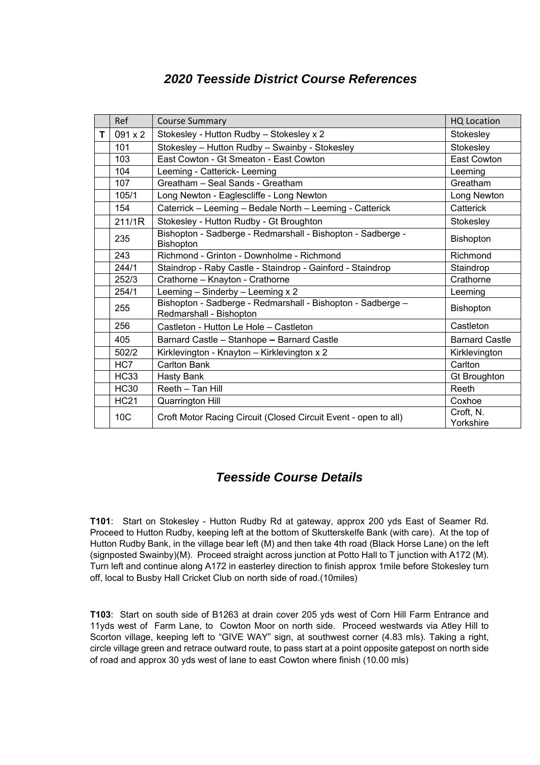## *2020 Teesside District Course References*

| | Ref | Course Summary | HQ Location |
|---|---|---|---|
| **T** | 091 x 2 | Stokesley - Hutton Rudby – Stokesley x 2 | Stokesley |
| | 101 | Stokesley – Hutton Rudby – Swainby - Stokesley | Stokesley |
| | 103 | East Cowton - Gt Smeaton - East Cowton | East Cowton |
| | 104 | Leeming - Catterick- Leeming | Leeming |
| | 107 | Greatham – Seal Sands - Greatham | Greatham |
| | 105/1 | Long Newton - Eaglescliffe - Long Newton | Long Newton |
| | 154 | Caterrick – Leeming – Bedale North – Leeming - Catterick | Catterick |
| | 211/1R | Stokesley - Hutton Rudby - Gt Broughton | Stokesley |
| | 235 | Bishopton - Sadberge - Redmarshall - Bishopton - Sadberge - Bishopton | Bishopton |
| | 243 | Richmond - Grinton - Downholme - Richmond | Richmond |
| | 244/1 | Staindrop - Raby Castle - Staindrop - Gainford - Staindrop | Staindrop |
| | 252/3 | Crathorne – Knayton - Crathorne | Crathorne |
| | 254/1 | Leeming – Sinderby – Leeming x 2 | Leeming |
| | 255 | Bishopton - Sadberge - Redmarshall - Bishopton - Sadberge – Redmarshall - Bishopton | Bishopton |
| | 256 | Castleton - Hutton Le Hole – Castleton | Castleton |
| | 405 | Barnard Castle – Stanhope **–** Barnard Castle | Barnard Castle |
| | 502/2 | Kirklevington - Knayton – Kirklevington x 2 | Kirklevington |
| | HC7 | Carlton Bank | Carlton |
| | HC33 | Hasty Bank | Gt Broughton |
| | HC30 | Reeth – Tan Hill | Reeth |
| | HC21 | Quarrington Hill | Coxhoe |
| | 10C | Croft Motor Racing Circuit (Closed Circuit Event - open to all) | Croft, N. Yorkshire |

## *Teesside Course Details*

**T101**: Start on Stokesley - Hutton Rudby Rd at gateway, approx 200 yds East of Seamer Rd. Proceed to Hutton Rudby, keeping left at the bottom of Skutterskelfe Bank (with care). At the top of Hutton Rudby Bank, in the village bear left (M) and then take 4th road (Black Horse Lane) on the left (signposted Swainby)(M). Proceed straight across junction at Potto Hall to T junction with A172 (M). Turn left and continue along A172 in easterley direction to finish approx 1mile before Stokesley turn off, local to Busby Hall Cricket Club on north side of road.(10miles)

**T103**: Start on south side of B1263 at drain cover 205 yds west of Corn Hill Farm Entrance and 11yds west of Farm Lane, to Cowton Moor on north side. Proceed westwards via Atley Hill to Scorton village, keeping left to "GIVE WAY" sign, at southwest corner (4.83 mls). Taking a right, circle village green and retrace outward route, to pass start at a point opposite gatepost on north side of road and approx 30 yds west of lane to east Cowton where finish (10.00 mls)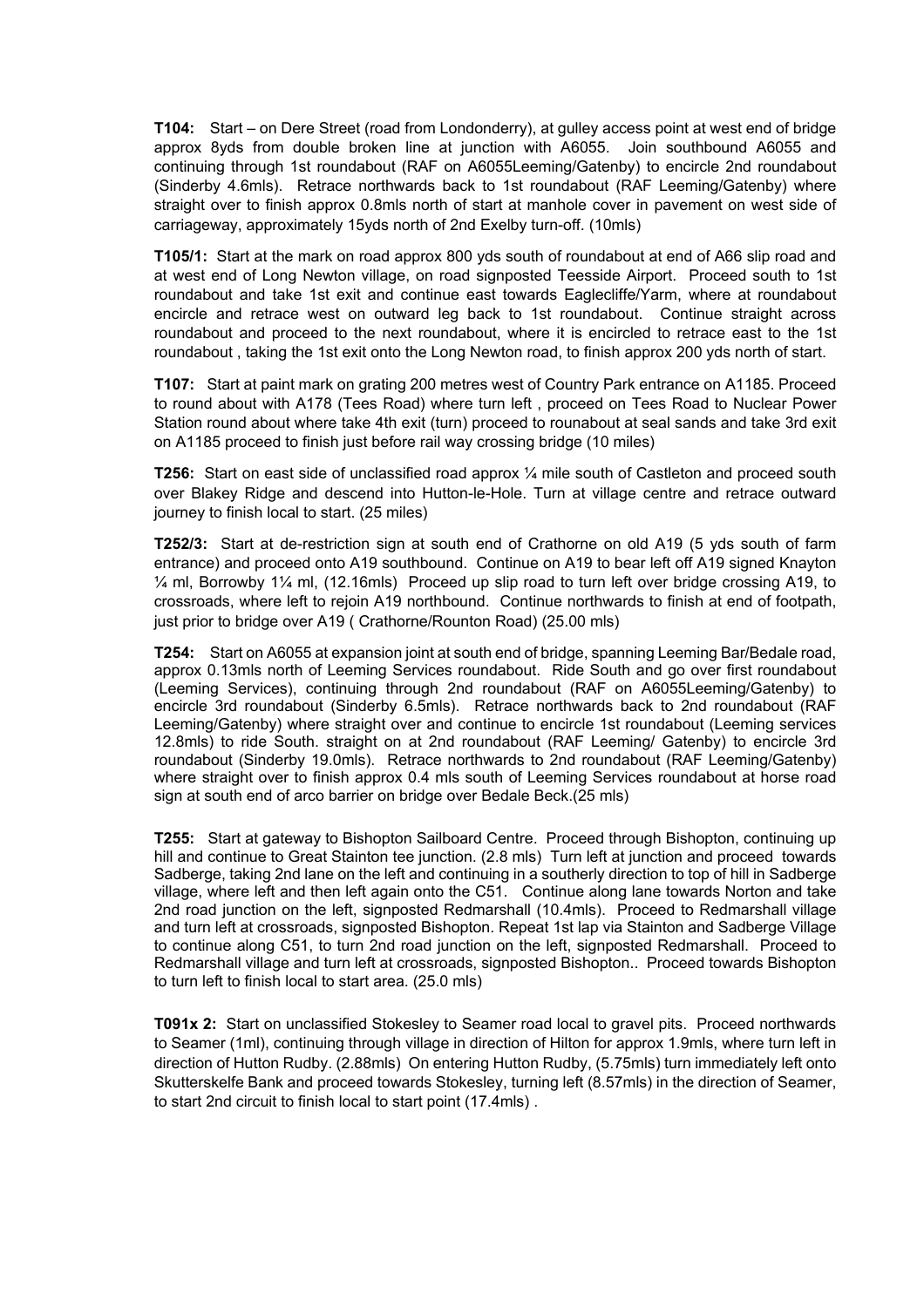**T104:** Start – on Dere Street (road from Londonderry), at gulley access point at west end of bridge approx 8yds from double broken line at junction with A6055. Join southbound A6055 and continuing through 1st roundabout (RAF on A6055Leeming/Gatenby) to encircle 2nd roundabout (Sinderby 4.6mls). Retrace northwards back to 1st roundabout (RAF Leeming/Gatenby) where straight over to finish approx 0.8mls north of start at manhole cover in pavement on west side of carriageway, approximately 15yds north of 2nd Exelby turn-off. (10mls)

**T105/1:** Start at the mark on road approx 800 yds south of roundabout at end of A66 slip road and at west end of Long Newton village, on road signposted Teesside Airport. Proceed south to 1st roundabout and take 1st exit and continue east towards Eaglecliffe/Yarm, where at roundabout encircle and retrace west on outward leg back to 1st roundabout. Continue straight across roundabout and proceed to the next roundabout, where it is encircled to retrace east to the 1st roundabout , taking the 1st exit onto the Long Newton road, to finish approx 200 yds north of start.

**T107:** Start at paint mark on grating 200 metres west of Country Park entrance on A1185. Proceed to round about with A178 (Tees Road) where turn left , proceed on Tees Road to Nuclear Power Station round about where take 4th exit (turn) proceed to rounabout at seal sands and take 3rd exit on A1185 proceed to finish just before rail way crossing bridge (10 miles)

**T256:** Start on east side of unclassified road approx ¼ mile south of Castleton and proceed south over Blakey Ridge and descend into Hutton-le-Hole. Turn at village centre and retrace outward journey to finish local to start. (25 miles)

**T252/3:** Start at de-restriction sign at south end of Crathorne on old A19 (5 yds south of farm entrance) and proceed onto A19 southbound. Continue on A19 to bear left off A19 signed Knayton ¼ ml, Borrowby 1¼ ml, (12.16mls) Proceed up slip road to turn left over bridge crossing A19, to crossroads, where left to rejoin A19 northbound. Continue northwards to finish at end of footpath, just prior to bridge over A19 ( Crathorne/Rounton Road) (25.00 mls)

**T254:** Start on A6055 at expansion joint at south end of bridge, spanning Leeming Bar/Bedale road, approx 0.13mls north of Leeming Services roundabout. Ride South and go over first roundabout (Leeming Services), continuing through 2nd roundabout (RAF on A6055Leeming/Gatenby) to encircle 3rd roundabout (Sinderby 6.5mls). Retrace northwards back to 2nd roundabout (RAF Leeming/Gatenby) where straight over and continue to encircle 1st roundabout (Leeming services 12.8mls) to ride South. straight on at 2nd roundabout (RAF Leeming/ Gatenby) to encircle 3rd roundabout (Sinderby 19.0mls). Retrace northwards to 2nd roundabout (RAF Leeming/Gatenby) where straight over to finish approx 0.4 mls south of Leeming Services roundabout at horse road sign at south end of arco barrier on bridge over Bedale Beck.(25 mls)

**T255:** Start at gateway to Bishopton Sailboard Centre. Proceed through Bishopton, continuing up hill and continue to Great Stainton tee junction. (2.8 mls) Turn left at junction and proceed towards Sadberge, taking 2nd lane on the left and continuing in a southerly direction to top of hill in Sadberge village, where left and then left again onto the C51. Continue along lane towards Norton and take 2nd road junction on the left, signposted Redmarshall (10.4mls). Proceed to Redmarshall village and turn left at crossroads, signposted Bishopton. Repeat 1st lap via Stainton and Sadberge Village to continue along C51, to turn 2nd road junction on the left, signposted Redmarshall. Proceed to Redmarshall village and turn left at crossroads, signposted Bishopton.. Proceed towards Bishopton to turn left to finish local to start area. (25.0 mls)

**T091x 2:** Start on unclassified Stokesley to Seamer road local to gravel pits. Proceed northwards to Seamer (1ml), continuing through village in direction of Hilton for approx 1.9mls, where turn left in direction of Hutton Rudby. (2.88mls) On entering Hutton Rudby, (5.75mls) turn immediately left onto Skutterskelfe Bank and proceed towards Stokesley, turning left (8.57mls) in the direction of Seamer, to start 2nd circuit to finish local to start point (17.4mls) .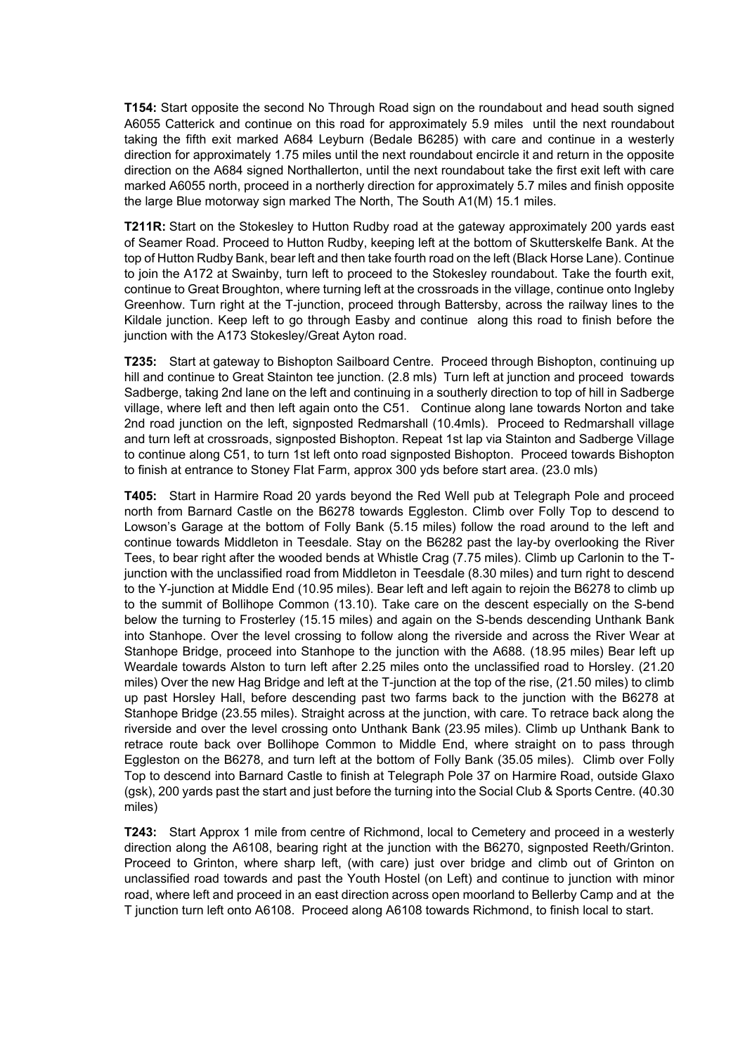**T154:** Start opposite the second No Through Road sign on the roundabout and head south signed A6055 Catterick and continue on this road for approximately 5.9 miles until the next roundabout taking the fifth exit marked A684 Leyburn (Bedale B6285) with care and continue in a westerly direction for approximately 1.75 miles until the next roundabout encircle it and return in the opposite direction on the A684 signed Northallerton, until the next roundabout take the first exit left with care marked A6055 north, proceed in a northerly direction for approximately 5.7 miles and finish opposite the large Blue motorway sign marked The North, The South A1(M) 15.1 miles.

**T211R:** Start on the Stokesley to Hutton Rudby road at the gateway approximately 200 yards east of Seamer Road. Proceed to Hutton Rudby, keeping left at the bottom of Skutterskelfe Bank. At the top of Hutton Rudby Bank, bear left and then take fourth road on the left (Black Horse Lane). Continue to join the A172 at Swainby, turn left to proceed to the Stokesley roundabout. Take the fourth exit, continue to Great Broughton, where turning left at the crossroads in the village, continue onto Ingleby Greenhow. Turn right at the T-junction, proceed through Battersby, across the railway lines to the Kildale junction. Keep left to go through Easby and continue along this road to finish before the junction with the A173 Stokesley/Great Ayton road.

**T235:** Start at gateway to Bishopton Sailboard Centre. Proceed through Bishopton, continuing up hill and continue to Great Stainton tee junction. (2.8 mls) Turn left at junction and proceed towards Sadberge, taking 2nd lane on the left and continuing in a southerly direction to top of hill in Sadberge village, where left and then left again onto the C51. Continue along lane towards Norton and take 2nd road junction on the left, signposted Redmarshall (10.4mls). Proceed to Redmarshall village and turn left at crossroads, signposted Bishopton. Repeat 1st lap via Stainton and Sadberge Village to continue along C51, to turn 1st left onto road signposted Bishopton. Proceed towards Bishopton to finish at entrance to Stoney Flat Farm, approx 300 yds before start area. (23.0 mls)

**T405:** Start in Harmire Road 20 yards beyond the Red Well pub at Telegraph Pole and proceed north from Barnard Castle on the B6278 towards Eggleston. Climb over Folly Top to descend to Lowson's Garage at the bottom of Folly Bank (5.15 miles) follow the road around to the left and continue towards Middleton in Teesdale. Stay on the B6282 past the lay-by overlooking the River Tees, to bear right after the wooded bends at Whistle Crag (7.75 miles). Climb up Carlonin to the T-junction with the unclassified road from Middleton in Teesdale (8.30 miles) and turn right to descend to the Y-junction at Middle End (10.95 miles). Bear left and left again to rejoin the B6278 to climb up to the summit of Bollihope Common (13.10). Take care on the descent especially on the S-bend below the turning to Frosterley (15.15 miles) and again on the S-bends descending Unthank Bank into Stanhope. Over the level crossing to follow along the riverside and across the River Wear at Stanhope Bridge, proceed into Stanhope to the junction with the A688. (18.95 miles) Bear left up Weardale towards Alston to turn left after 2.25 miles onto the unclassified road to Horsley. (21.20 miles) Over the new Hag Bridge and left at the T-junction at the top of the rise, (21.50 miles) to climb up past Horsley Hall, before descending past two farms back to the junction with the B6278 at Stanhope Bridge (23.55 miles). Straight across at the junction, with care. To retrace back along the riverside and over the level crossing onto Unthank Bank (23.95 miles). Climb up Unthank Bank to retrace route back over Bollihope Common to Middle End, where straight on to pass through Eggleston on the B6278, and turn left at the bottom of Folly Bank (35.05 miles). Climb over Folly Top to descend into Barnard Castle to finish at Telegraph Pole 37 on Harmire Road, outside Glaxo (gsk), 200 yards past the start and just before the turning into the Social Club & Sports Centre. (40.30 miles)

**T243:** Start Approx 1 mile from centre of Richmond, local to Cemetery and proceed in a westerly direction along the A6108, bearing right at the junction with the B6270, signposted Reeth/Grinton. Proceed to Grinton, where sharp left, (with care) just over bridge and climb out of Grinton on unclassified road towards and past the Youth Hostel (on Left) and continue to junction with minor road, where left and proceed in an east direction across open moorland to Bellerby Camp and at the T junction turn left onto A6108. Proceed along A6108 towards Richmond, to finish local to start.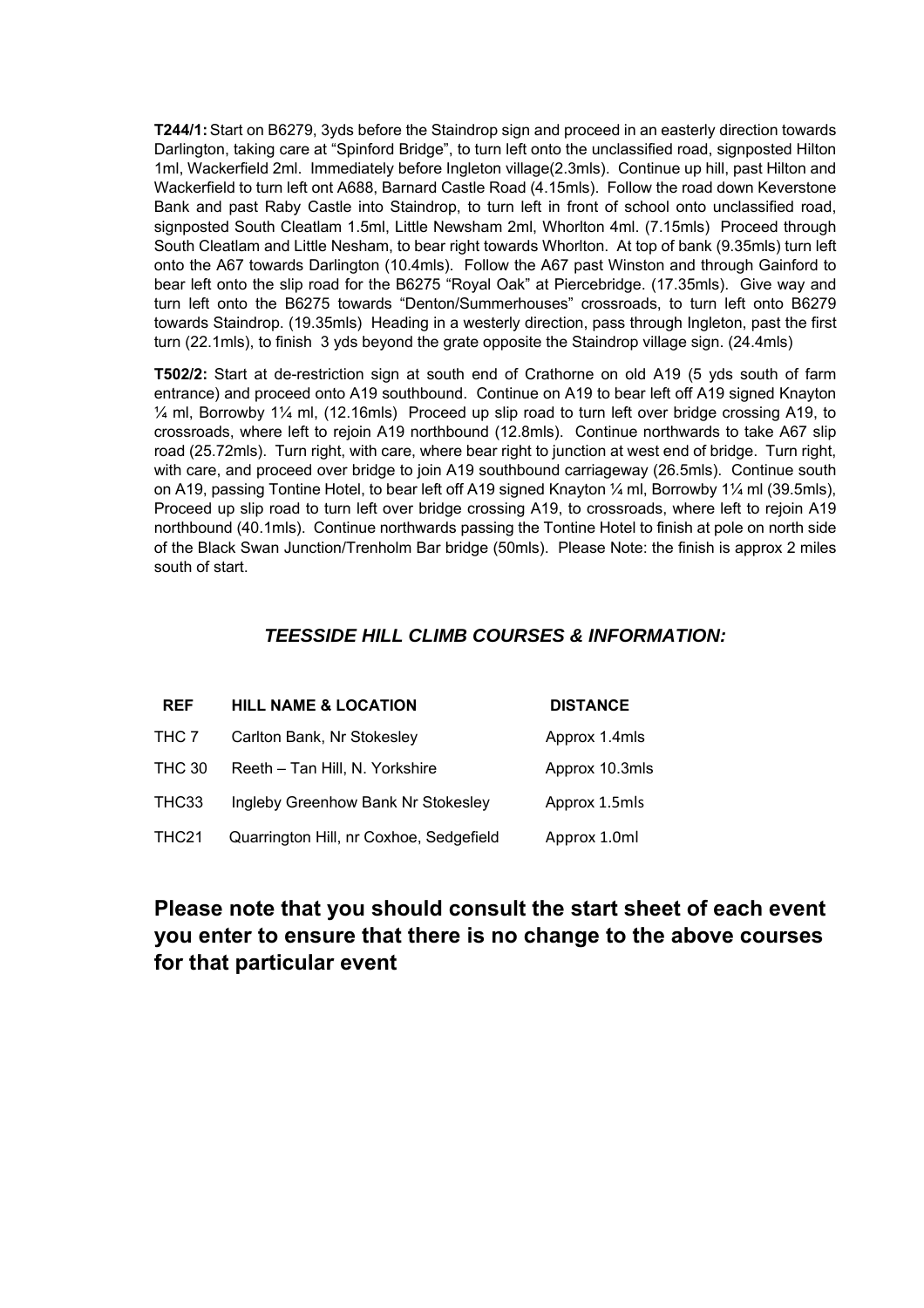**T244/1:** Start on B6279, 3yds before the Staindrop sign and proceed in an easterly direction towards Darlington, taking care at "Spinford Bridge", to turn left onto the unclassified road, signposted Hilton 1ml, Wackerfield 2ml. Immediately before Ingleton village(2.3mls). Continue up hill, past Hilton and Wackerfield to turn left ont A688, Barnard Castle Road (4.15mls). Follow the road down Keverstone Bank and past Raby Castle into Staindrop, to turn left in front of school onto unclassified road, signposted South Cleatlam 1.5ml, Little Newsham 2ml, Whorlton 4ml. (7.15mls) Proceed through South Cleatlam and Little Nesham, to bear right towards Whorlton. At top of bank (9.35mls) turn left onto the A67 towards Darlington (10.4mls). Follow the A67 past Winston and through Gainford to bear left onto the slip road for the B6275 "Royal Oak" at Piercebridge. (17.35mls). Give way and turn left onto the B6275 towards "Denton/Summerhouses" crossroads, to turn left onto B6279 towards Staindrop. (19.35mls) Heading in a westerly direction, pass through Ingleton, past the first turn (22.1mls), to finish 3 yds beyond the grate opposite the Staindrop village sign. (24.4mls)

**T502/2:** Start at de-restriction sign at south end of Crathorne on old A19 (5 yds south of farm entrance) and proceed onto A19 southbound. Continue on A19 to bear left off A19 signed Knayton ¼ ml, Borrowby 1¼ ml, (12.16mls) Proceed up slip road to turn left over bridge crossing A19, to crossroads, where left to rejoin A19 northbound (12.8mls). Continue northwards to take A67 slip road (25.72mls). Turn right, with care, where bear right to junction at west end of bridge. Turn right, with care, and proceed over bridge to join A19 southbound carriageway (26.5mls). Continue south on A19, passing Tontine Hotel, to bear left off A19 signed Knayton ¼ ml, Borrowby 1¼ ml (39.5mls), Proceed up slip road to turn left over bridge crossing A19, to crossroads, where left to rejoin A19 northbound (40.1mls). Continue northwards passing the Tontine Hotel to finish at pole on north side of the Black Swan Junction/Trenholm Bar bridge (50mls). Please Note: the finish is approx 2 miles south of start.

## *TEESSIDE HILL CLIMB COURSES & INFORMATION:*

| REF | HILL NAME & LOCATION | DISTANCE |
|---|---|---|
| THC 7 | Carlton Bank, Nr Stokesley | Approx 1.4mls |
| THC 30 | Reeth – Tan Hill, N. Yorkshire | Approx 10.3mls |
| THC33 | Ingleby Greenhow Bank Nr Stokesley | Approx 1.5mls |
| THC21 | Quarrington Hill, nr Coxhoe, Sedgefield | Approx 1.0ml |

## Please note that you should consult the start sheet of each event you enter to ensure that there is no change to the above courses for that particular event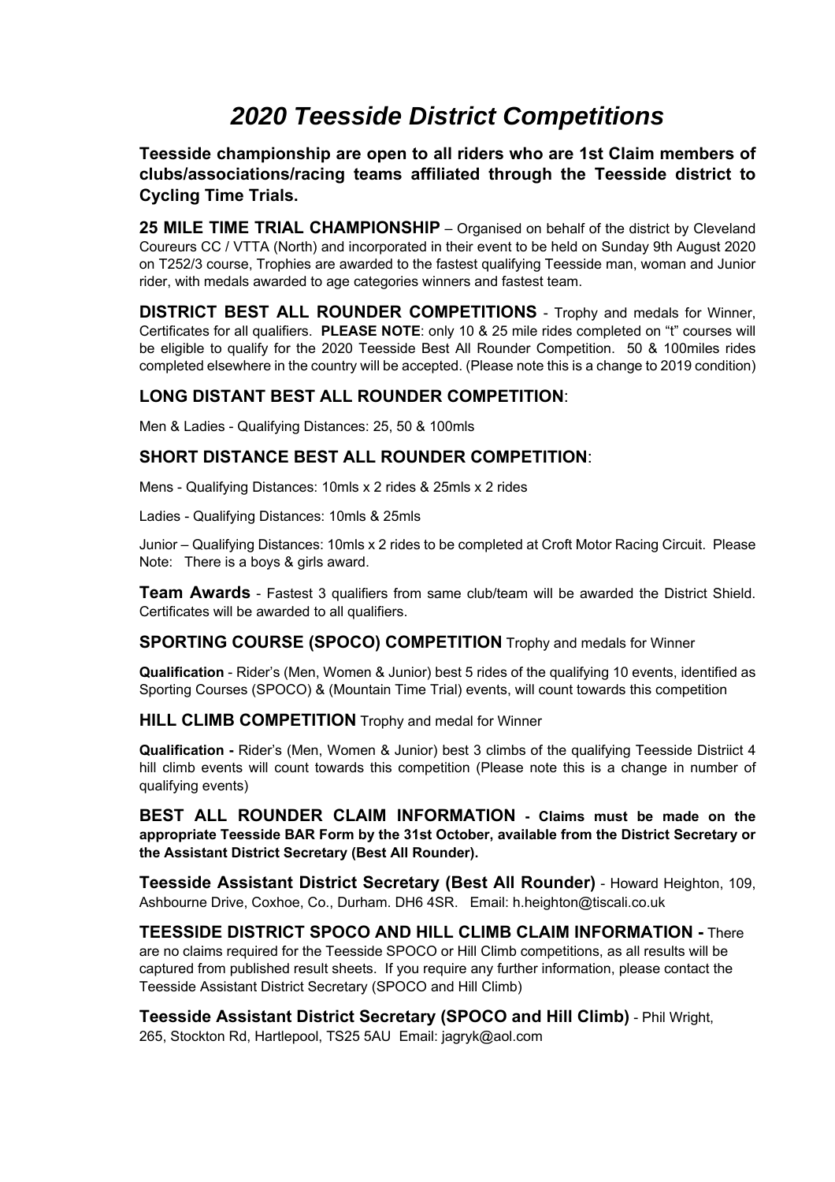// 2020 Teesside District Competitions

# *2020 Teesside District Competitions*

**Teesside championship are open to all riders who are 1st Claim members of clubs/associations/racing teams affiliated through the Teesside district to Cycling Time Trials.**

**25 MILE TIME TRIAL CHAMPIONSHIP** – Organised on behalf of the district by Cleveland Coureurs CC / VTTA (North) and incorporated in their event to be held on Sunday 9th August 2020 on T252/3 course, Trophies are awarded to the fastest qualifying Teesside man, woman and Junior rider, with medals awarded to age categories winners and fastest team.

**DISTRICT BEST ALL ROUNDER COMPETITIONS** - Trophy and medals for Winner, Certificates for all qualifiers. **PLEASE NOTE**: only 10 & 25 mile rides completed on "t" courses will be eligible to qualify for the 2020 Teesside Best All Rounder Competition. 50 & 100miles rides completed elsewhere in the country will be accepted. (Please note this is a change to 2019 condition)

## LONG DISTANT BEST ALL ROUNDER COMPETITION:

Men & Ladies - Qualifying Distances: 25, 50 & 100mls

## SHORT DISTANCE BEST ALL ROUNDER COMPETITION:

Mens - Qualifying Distances: 10mls x 2 rides & 25mls x 2 rides

Ladies - Qualifying Distances: 10mls & 25mls

Junior – Qualifying Distances: 10mls x 2 rides to be completed at Croft Motor Racing Circuit. Please Note: There is a boys & girls award.

**Team Awards** - Fastest 3 qualifiers from same club/team will be awarded the District Shield. Certificates will be awarded to all qualifiers.

**SPORTING COURSE (SPOCO) COMPETITION** Trophy and medals for Winner

**Qualification** - Rider's (Men, Women & Junior) best 5 rides of the qualifying 10 events, identified as Sporting Courses (SPOCO) & (Mountain Time Trial) events, will count towards this competition

**HILL CLIMB COMPETITION** Trophy and medal for Winner

**Qualification -** Rider's (Men, Women & Junior) best 3 climbs of the qualifying Teesside Distriict 4 hill climb events will count towards this competition (Please note this is a change in number of qualifying events)

**BEST ALL ROUNDER CLAIM INFORMATION - Claims must be made on the appropriate Teesside BAR Form by the 31st October, available from the District Secretary or the Assistant District Secretary (Best All Rounder).**

**Teesside Assistant District Secretary (Best All Rounder)** - Howard Heighton, 109, Ashbourne Drive, Coxhoe, Co., Durham. DH6 4SR. Email: h.heighton@tiscali.co.uk

**TEESSIDE DISTRICT SPOCO AND HILL CLIMB CLAIM INFORMATION -** There are no claims required for the Teesside SPOCO or Hill Climb competitions, as all results will be captured from published result sheets. If you require any further information, please contact the Teesside Assistant District Secretary (SPOCO and Hill Climb)

**Teesside Assistant District Secretary (SPOCO and Hill Climb)** - Phil Wright, 265, Stockton Rd, Hartlepool, TS25 5AU Email: jagryk@aol.com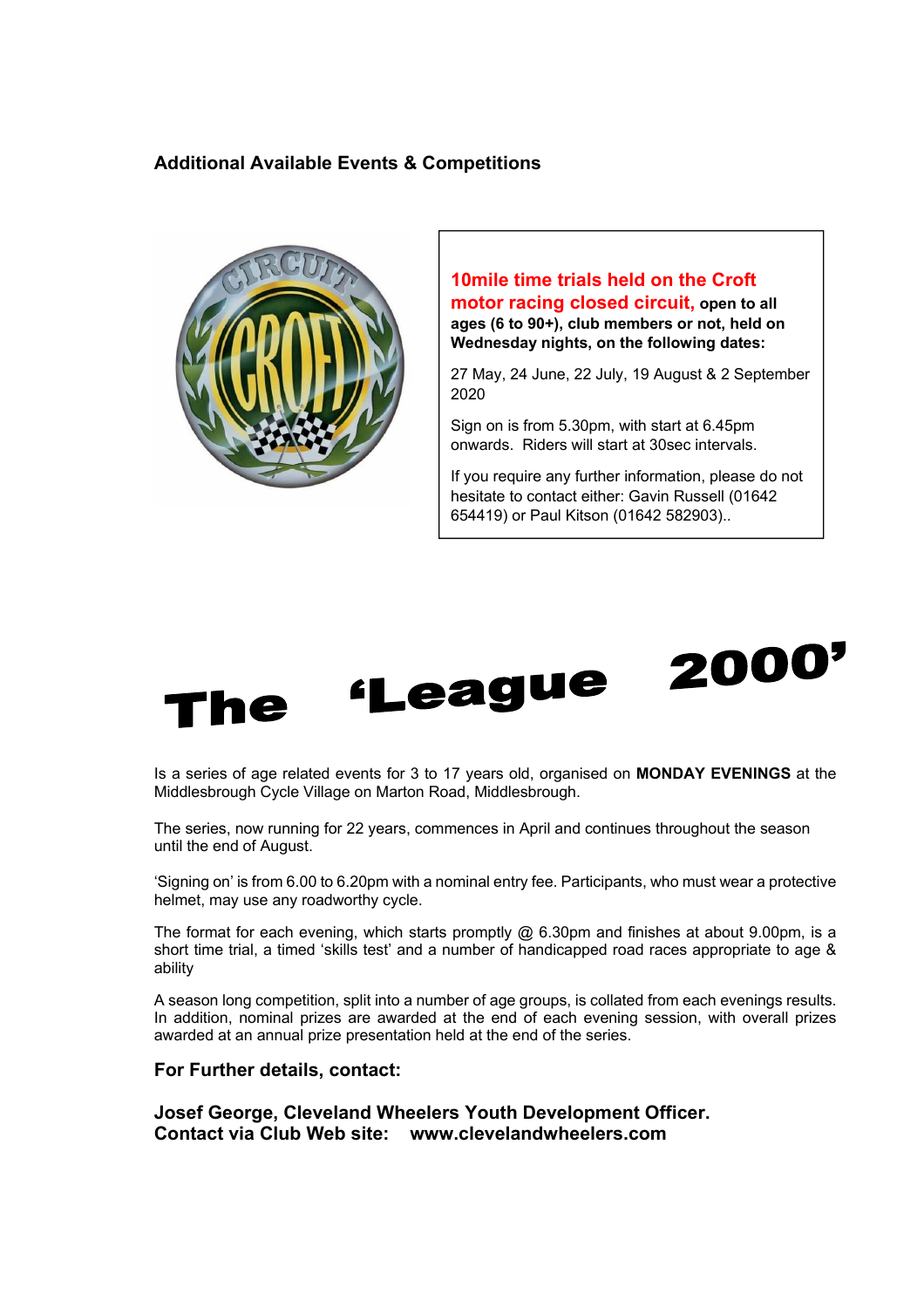## Additional Available Events & Competitions

**10mile time trials held on the Croft motor racing closed circuit, open to all ages (6 to 90+), club members or not, held on Wednesday nights, on the following dates:**

27 May, 24 June, 22 July, 19 August & 2 September 2020

Sign on is from 5.30pm, with start at 6.45pm onwards. Riders will start at 30sec intervals.

If you require any further information, please do not hesitate to contact either: Gavin Russell (01642 654419) or Paul Kitson (01642 582903)..

# The 'League 2000'

Is a series of age related events for 3 to 17 years old, organised on **MONDAY EVENINGS** at the Middlesbrough Cycle Village on Marton Road, Middlesbrough.

The series, now running for 22 years, commences in April and continues throughout the season until the end of August.

'Signing on' is from 6.00 to 6.20pm with a nominal entry fee. Participants, who must wear a protective helmet, may use any roadworthy cycle.

The format for each evening, which starts promptly @ 6.30pm and finishes at about 9.00pm, is a short time trial, a timed 'skills test' and a number of handicapped road races appropriate to age & ability

A season long competition, split into a number of age groups, is collated from each evenings results. In addition, nominal prizes are awarded at the end of each evening session, with overall prizes awarded at an annual prize presentation held at the end of the series.

**For Further details, contact:**

**Josef George, Cleveland Wheelers Youth Development Officer.**
**Contact via Club Web site: www.clevelandwheelers.com**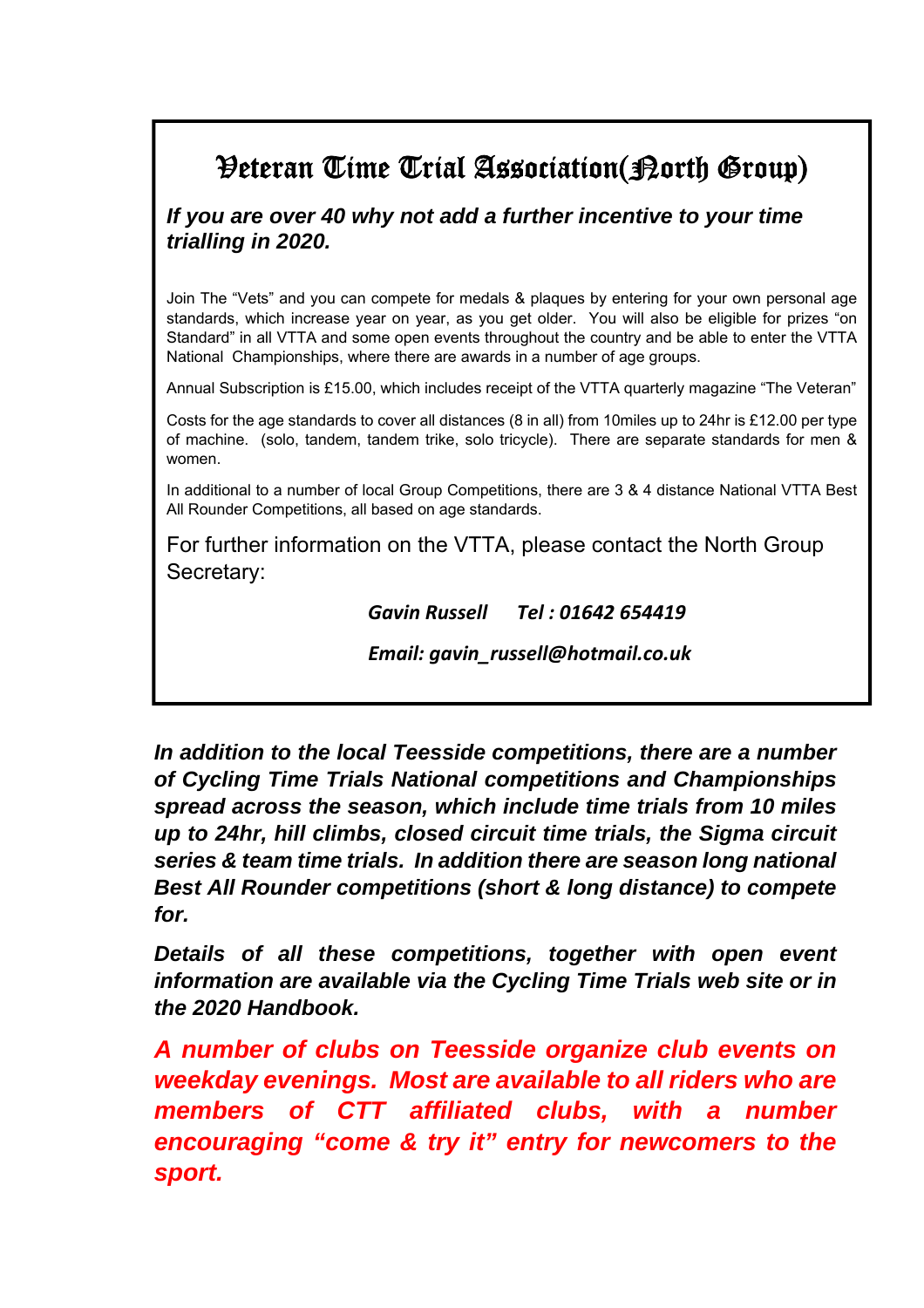# Veteran Time Trial Association(North Group)

***If you are over 40 why not add a further incentive to your time trialling in 2020.***

Join The "Vets" and you can compete for medals & plaques by entering for your own personal age standards, which increase year on year, as you get older. You will also be eligible for prizes "on Standard" in all VTTA and some open events throughout the country and be able to enter the VTTA National Championships, where there are awards in a number of age groups.

Annual Subscription is £15.00, which includes receipt of the VTTA quarterly magazine "The Veteran"

Costs for the age standards to cover all distances (8 in all) from 10miles up to 24hr is £12.00 per type of machine. (solo, tandem, tandem trike, solo tricycle). There are separate standards for men & women.

In additional to a number of local Group Competitions, there are 3 & 4 distance National VTTA Best All Rounder Competitions, all based on age standards.

For further information on the VTTA, please contact the North Group Secretary:

***Gavin Russell    Tel : 01642 654419***

***Email: gavin_russell@hotmail.co.uk***

***In addition to the local Teesside competitions, there are a number of Cycling Time Trials National competitions and Championships spread across the season, which include time trials from 10 miles up to 24hr, hill climbs, closed circuit time trials, the Sigma circuit series & team time trials. In addition there are season long national Best All Rounder competitions (short & long distance) to compete for.***

***Details of all these competitions, together with open event information are available via the Cycling Time Trials web site or in the 2020 Handbook.***

***A number of clubs on Teesside organize club events on weekday evenings. Most are available to all riders who are members of CTT affiliated clubs, with a number encouraging "come & try it" entry for newcomers to the sport.***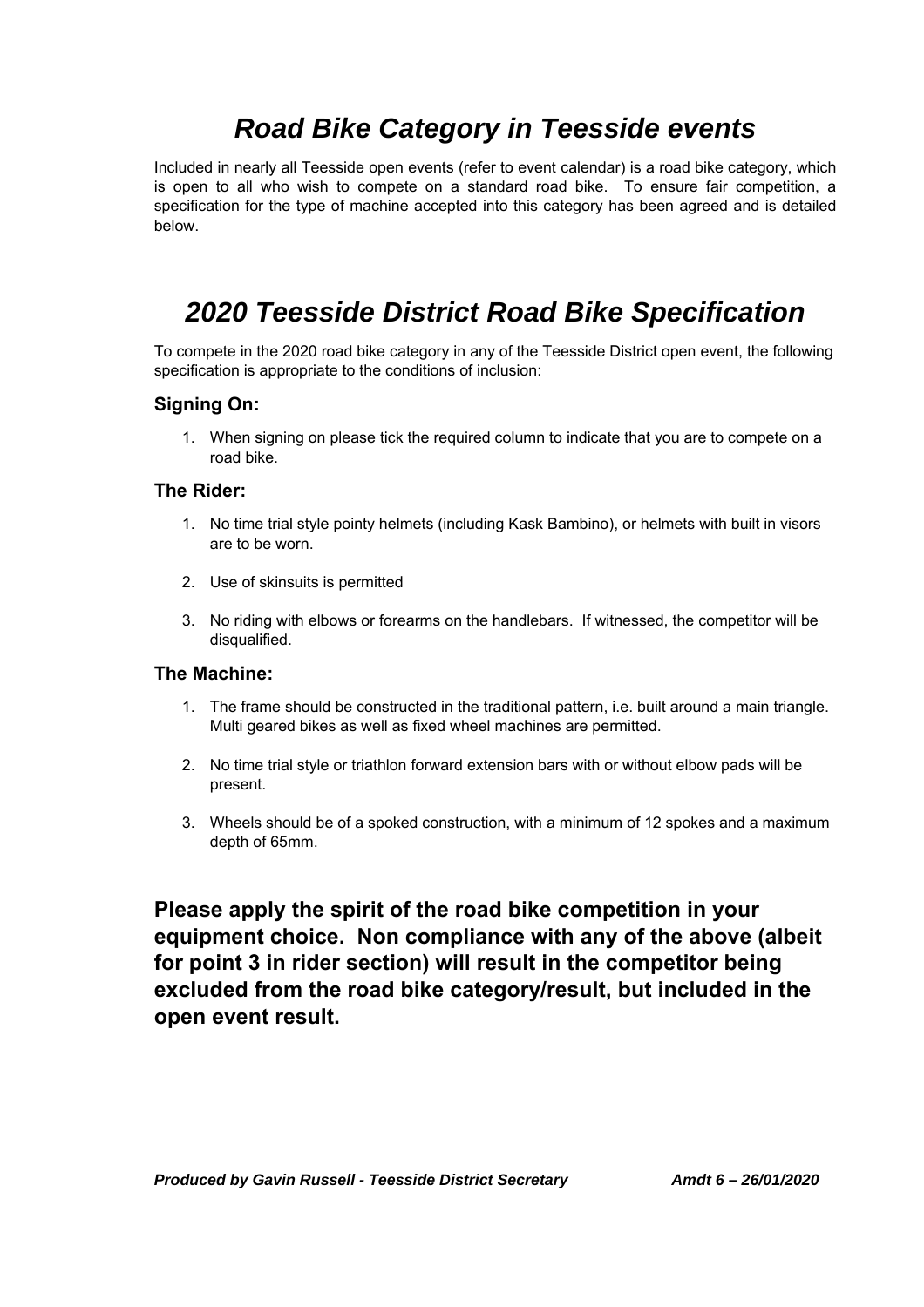# *Road Bike Category in Teesside events*

Included in nearly all Teesside open events (refer to event calendar) is a road bike category, which is open to all who wish to compete on a standard road bike. To ensure fair competition, a specification for the type of machine accepted into this category has been agreed and is detailed below.

# *2020 Teesside District Road Bike Specification*

To compete in the 2020 road bike category in any of the Teesside District open event, the following specification is appropriate to the conditions of inclusion:

### Signing On:

1. When signing on please tick the required column to indicate that you are to compete on a road bike.

### The Rider:

1. No time trial style pointy helmets (including Kask Bambino), or helmets with built in visors are to be worn.
2. Use of skinsuits is permitted
3. No riding with elbows or forearms on the handlebars. If witnessed, the competitor will be disqualified.

### The Machine:

1. The frame should be constructed in the traditional pattern, i.e. built around a main triangle. Multi geared bikes as well as fixed wheel machines are permitted.
2. No time trial style or triathlon forward extension bars with or without elbow pads will be present.
3. Wheels should be of a spoked construction, with a minimum of 12 spokes and a maximum depth of 65mm.

**Please apply the spirit of the road bike competition in your equipment choice. Non compliance with any of the above (albeit for point 3 in rider section) will result in the competitor being excluded from the road bike category/result, but included in the open event result.**

***Produced by Gavin Russell - Teesside District Secretary*** ***Amdt 6 – 26/01/2020***